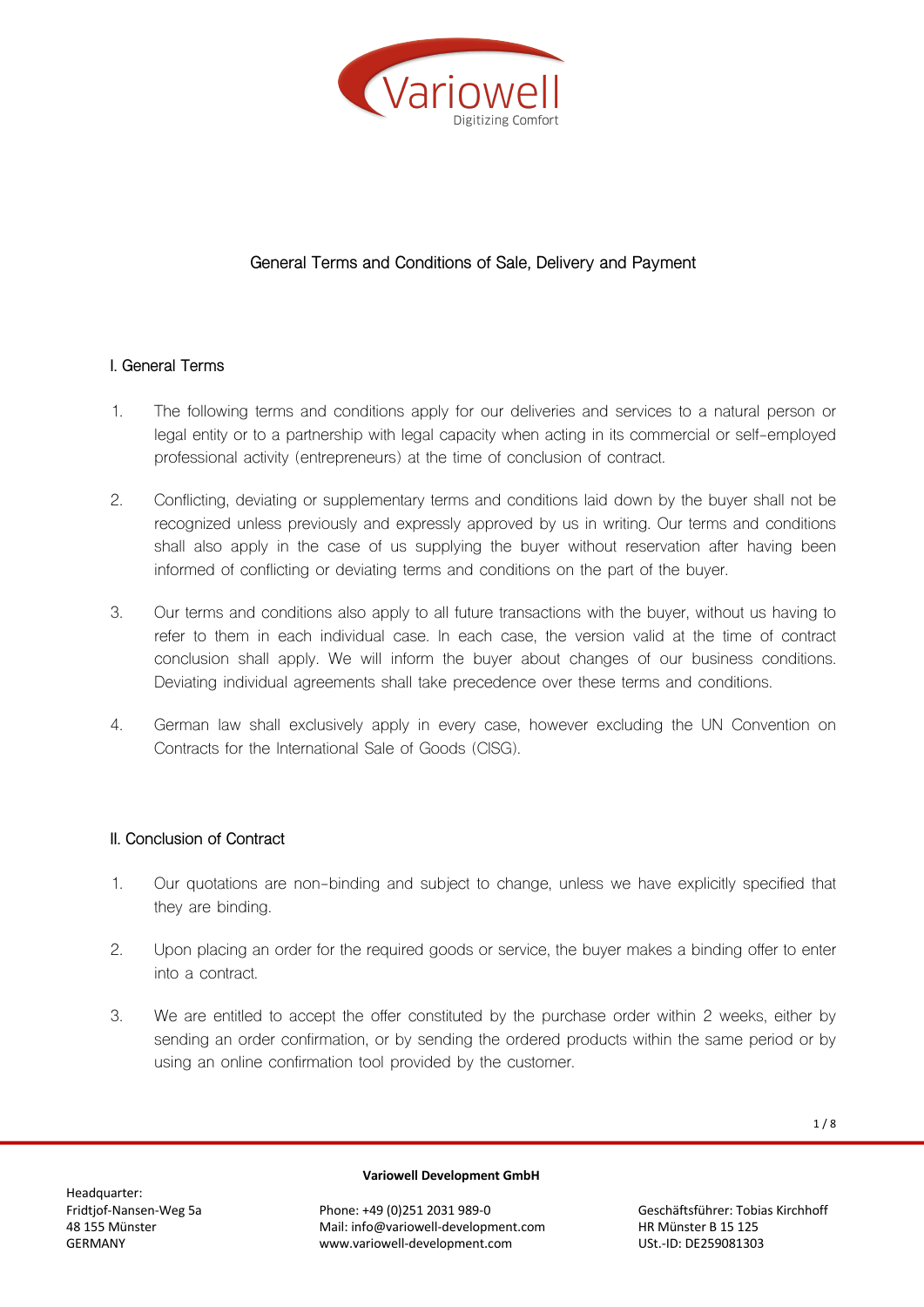# General Terms and Conditions of Sale, Delivery and Payment

## I. General Terms

1. The following terms and conditions apply for our deliveries and services to a natural person or legal entity or to a partnership with legal capacity when acting in its commercial or self-employed professional activity (entrepreneurs) at the time of conclusion of contract.

2. Conflicting, deviating or supplementary terms and conditions laid down by the buyer shall not be recognized unless previously and expressly approved by us in writing. Our terms and conditions shall also apply in the case of us supplying the buyer without reservation after having been informed of conflicting or deviating terms and conditions on the part of the buyer.

3. Our terms and conditions also apply to all future transactions with the buyer, without us having to refer to them in each individual case. In each case, the version valid at the time of contract conclusion shall apply. We will inform the buyer about changes of our business conditions. Deviating individual agreements shall take precedence over these terms and conditions.

4. German law shall exclusively apply in every case, however excluding the UN Convention on Contracts for the International Sale of Goods (CISG).

## II. Conclusion of Contract

1. Our quotations are non-binding and subject to change, unless we have explicitly specified that they are binding.

2. Upon placing an order for the required goods or service, the buyer makes a binding offer to enter into a contract.

3. We are entitled to accept the offer constituted by the purchase order within 2 weeks, either by sending an order confirmation, or by sending the ordered products within the same period or by using an online confirmation tool provided by the customer.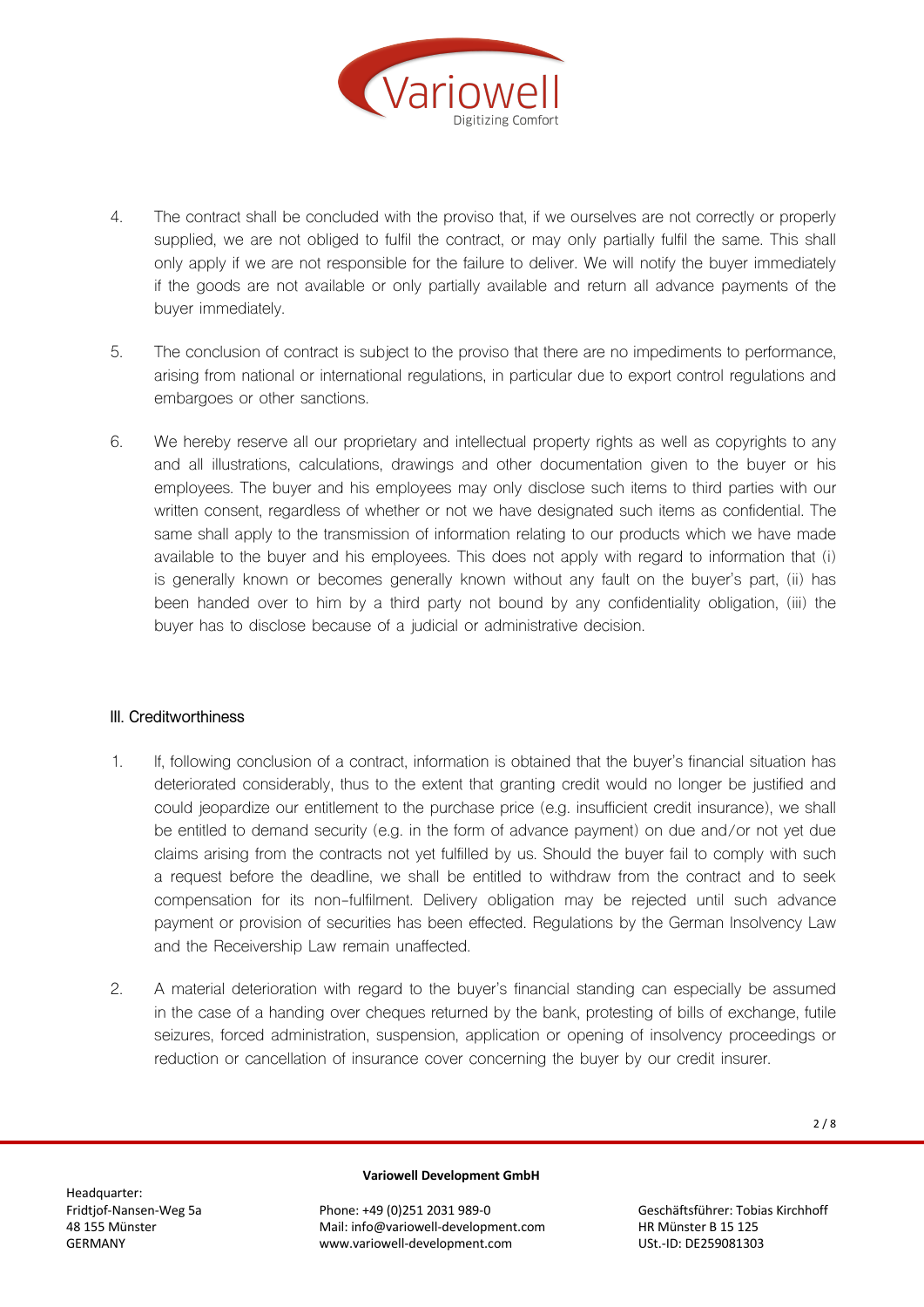4. The contract shall be concluded with the proviso that, if we ourselves are not correctly or properly supplied, we are not obliged to fulfil the contract, or may only partially fulfil the same. This shall only apply if we are not responsible for the failure to deliver. We will notify the buyer immediately if the goods are not available or only partially available and return all advance payments of the buyer immediately.

5. The conclusion of contract is subject to the proviso that there are no impediments to performance, arising from national or international regulations, in particular due to export control regulations and embargoes or other sanctions.

6. We hereby reserve all our proprietary and intellectual property rights as well as copyrights to any and all illustrations, calculations, drawings and other documentation given to the buyer or his employees. The buyer and his employees may only disclose such items to third parties with our written consent, regardless of whether or not we have designated such items as confidential. The same shall apply to the transmission of information relating to our products which we have made available to the buyer and his employees. This does not apply with regard to information that (i) is generally known or becomes generally known without any fault on the buyer's part, (ii) has been handed over to him by a third party not bound by any confidentiality obligation, (iii) the buyer has to disclose because of a judicial or administrative decision.

## III. Creditworthiness

1. If, following conclusion of a contract, information is obtained that the buyer's financial situation has deteriorated considerably, thus to the extent that granting credit would no longer be justified and could jeopardize our entitlement to the purchase price (e.g. insufficient credit insurance), we shall be entitled to demand security (e.g. in the form of advance payment) on due and/or not yet due claims arising from the contracts not yet fulfilled by us. Should the buyer fail to comply with such a request before the deadline, we shall be entitled to withdraw from the contract and to seek compensation for its non-fulfilment. Delivery obligation may be rejected until such advance payment or provision of securities has been effected. Regulations by the German Insolvency Law and the Receivership Law remain unaffected.

2. A material deterioration with regard to the buyer's financial standing can especially be assumed in the case of a handing over cheques returned by the bank, protesting of bills of exchange, futile seizures, forced administration, suspension, application or opening of insolvency proceedings or reduction or cancellation of insurance cover concerning the buyer by our credit insurer.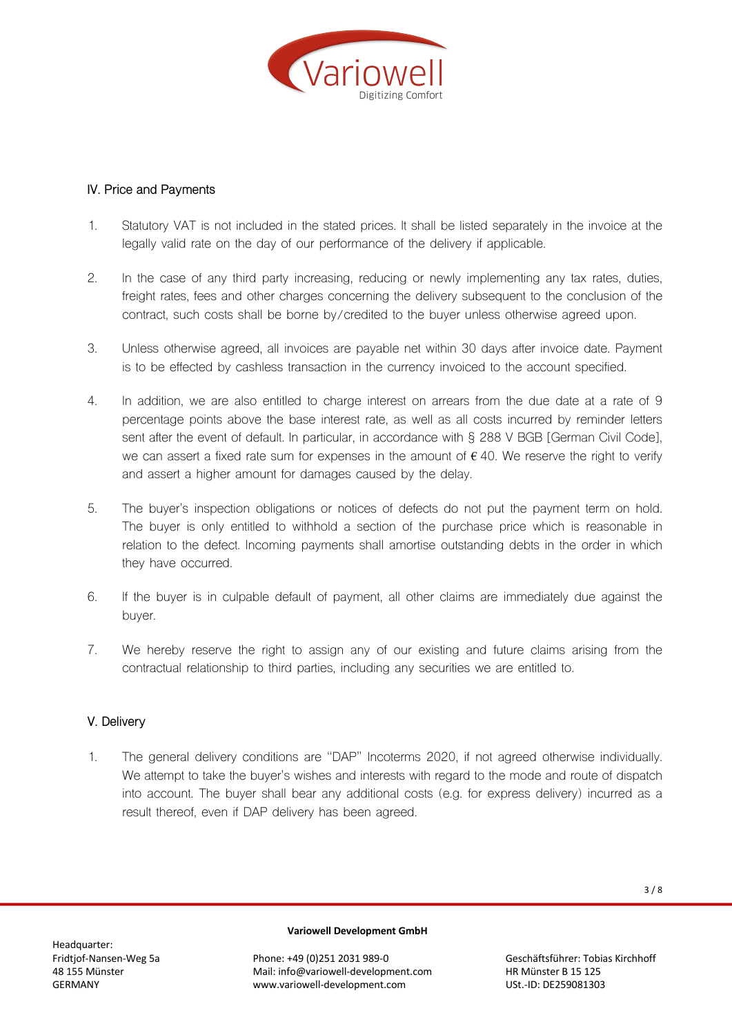## IV. Price and Payments

1. Statutory VAT is not included in the stated prices. It shall be listed separately in the invoice at the legally valid rate on the day of our performance of the delivery if applicable.

2. In the case of any third party increasing, reducing or newly implementing any tax rates, duties, freight rates, fees and other charges concerning the delivery subsequent to the conclusion of the contract, such costs shall be borne by/credited to the buyer unless otherwise agreed upon.

3. Unless otherwise agreed, all invoices are payable net within 30 days after invoice date. Payment is to be effected by cashless transaction in the currency invoiced to the account specified.

4. In addition, we are also entitled to charge interest on arrears from the due date at a rate of 9 percentage points above the base interest rate, as well as all costs incurred by reminder letters sent after the event of default. In particular, in accordance with § 288 V BGB [German Civil Code], we can assert a fixed rate sum for expenses in the amount of € 40. We reserve the right to verify and assert a higher amount for damages caused by the delay.

5. The buyer's inspection obligations or notices of defects do not put the payment term on hold. The buyer is only entitled to withhold a section of the purchase price which is reasonable in relation to the defect. Incoming payments shall amortise outstanding debts in the order in which they have occurred.

6. If the buyer is in culpable default of payment, all other claims are immediately due against the buyer.

7. We hereby reserve the right to assign any of our existing and future claims arising from the contractual relationship to third parties, including any securities we are entitled to.

## V. Delivery

1. The general delivery conditions are "DAP" Incoterms 2020, if not agreed otherwise individually. We attempt to take the buyer's wishes and interests with regard to the mode and route of dispatch into account. The buyer shall bear any additional costs (e.g. for express delivery) incurred as a result thereof, even if DAP delivery has been agreed.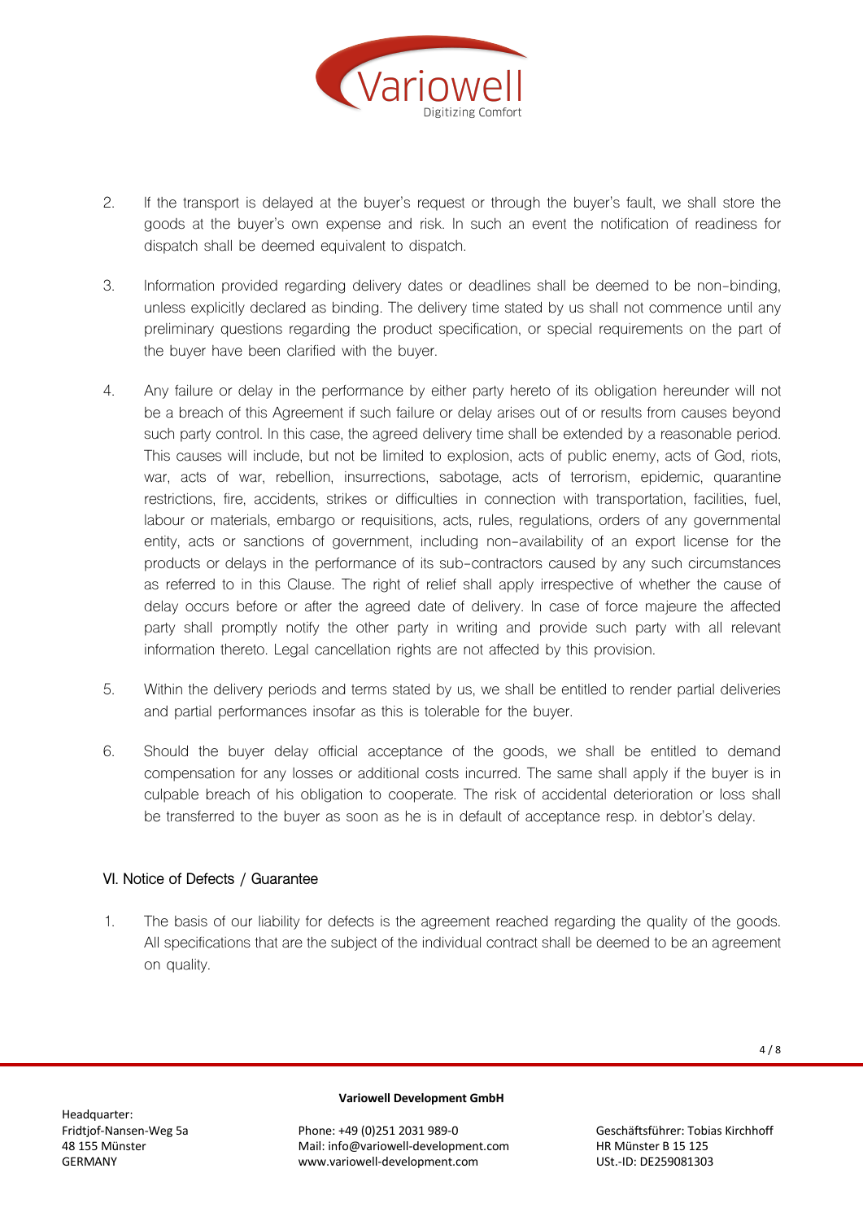2. If the transport is delayed at the buyer's request or through the buyer's fault, we shall store the goods at the buyer's own expense and risk. In such an event the notification of readiness for dispatch shall be deemed equivalent to dispatch.

3. Information provided regarding delivery dates or deadlines shall be deemed to be non-binding, unless explicitly declared as binding. The delivery time stated by us shall not commence until any preliminary questions regarding the product specification, or special requirements on the part of the buyer have been clarified with the buyer.

4. Any failure or delay in the performance by either party hereto of its obligation hereunder will not be a breach of this Agreement if such failure or delay arises out of or results from causes beyond such party control. In this case, the agreed delivery time shall be extended by a reasonable period. This causes will include, but not be limited to explosion, acts of public enemy, acts of God, riots, war, acts of war, rebellion, insurrections, sabotage, acts of terrorism, epidemic, quarantine restrictions, fire, accidents, strikes or difficulties in connection with transportation, facilities, fuel, labour or materials, embargo or requisitions, acts, rules, regulations, orders of any governmental entity, acts or sanctions of government, including non-availability of an export license for the products or delays in the performance of its sub-contractors caused by any such circumstances as referred to in this Clause. The right of relief shall apply irrespective of whether the cause of delay occurs before or after the agreed date of delivery. In case of force majeure the affected party shall promptly notify the other party in writing and provide such party with all relevant information thereto. Legal cancellation rights are not affected by this provision.

5. Within the delivery periods and terms stated by us, we shall be entitled to render partial deliveries and partial performances insofar as this is tolerable for the buyer.

6. Should the buyer delay official acceptance of the goods, we shall be entitled to demand compensation for any losses or additional costs incurred. The same shall apply if the buyer is in culpable breach of his obligation to cooperate. The risk of accidental deterioration or loss shall be transferred to the buyer as soon as he is in default of acceptance resp. in debtor's delay.

## VI. Notice of Defects / Guarantee

1. The basis of our liability for defects is the agreement reached regarding the quality of the goods. All specifications that are the subject of the individual contract shall be deemed to be an agreement on quality.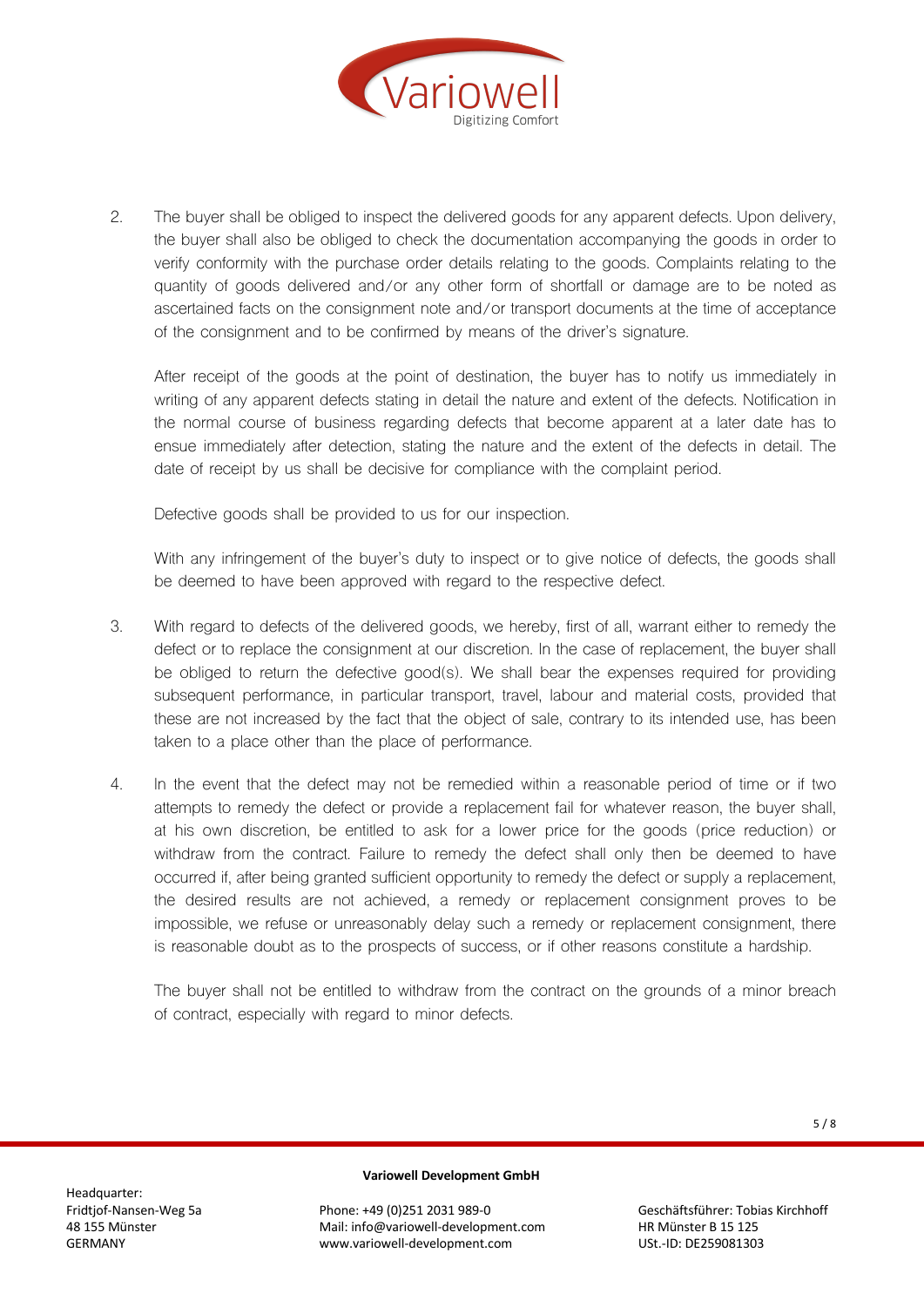2. The buyer shall be obliged to inspect the delivered goods for any apparent defects. Upon delivery, the buyer shall also be obliged to check the documentation accompanying the goods in order to verify conformity with the purchase order details relating to the goods. Complaints relating to the quantity of goods delivered and/or any other form of shortfall or damage are to be noted as ascertained facts on the consignment note and/or transport documents at the time of acceptance of the consignment and to be confirmed by means of the driver's signature.

   After receipt of the goods at the point of destination, the buyer has to notify us immediately in writing of any apparent defects stating in detail the nature and extent of the defects. Notification in the normal course of business regarding defects that become apparent at a later date has to ensue immediately after detection, stating the nature and the extent of the defects in detail. The date of receipt by us shall be decisive for compliance with the complaint period.

   Defective goods shall be provided to us for our inspection.

   With any infringement of the buyer's duty to inspect or to give notice of defects, the goods shall be deemed to have been approved with regard to the respective defect.

3. With regard to defects of the delivered goods, we hereby, first of all, warrant either to remedy the defect or to replace the consignment at our discretion. In the case of replacement, the buyer shall be obliged to return the defective good(s). We shall bear the expenses required for providing subsequent performance, in particular transport, travel, labour and material costs, provided that these are not increased by the fact that the object of sale, contrary to its intended use, has been taken to a place other than the place of performance.

4. In the event that the defect may not be remedied within a reasonable period of time or if two attempts to remedy the defect or provide a replacement fail for whatever reason, the buyer shall, at his own discretion, be entitled to ask for a lower price for the goods (price reduction) or withdraw from the contract. Failure to remedy the defect shall only then be deemed to have occurred if, after being granted sufficient opportunity to remedy the defect or supply a replacement, the desired results are not achieved, a remedy or replacement consignment proves to be impossible, we refuse or unreasonably delay such a remedy or replacement consignment, there is reasonable doubt as to the prospects of success, or if other reasons constitute a hardship.

   The buyer shall not be entitled to withdraw from the contract on the grounds of a minor breach of contract, especially with regard to minor defects.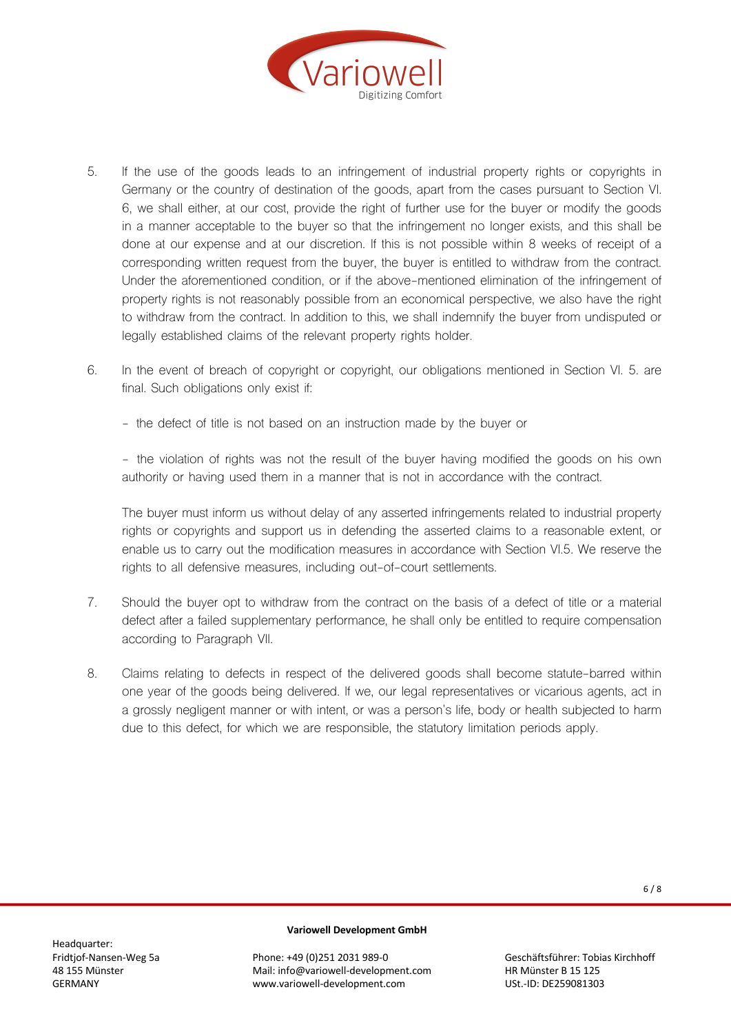5. If the use of the goods leads to an infringement of industrial property rights or copyrights in Germany or the country of destination of the goods, apart from the cases pursuant to Section VI. 6, we shall either, at our cost, provide the right of further use for the buyer or modify the goods in a manner acceptable to the buyer so that the infringement no longer exists, and this shall be done at our expense and at our discretion. If this is not possible within 8 weeks of receipt of a corresponding written request from the buyer, the buyer is entitled to withdraw from the contract. Under the aforementioned condition, or if the above-mentioned elimination of the infringement of property rights is not reasonably possible from an economical perspective, we also have the right to withdraw from the contract. In addition to this, we shall indemnify the buyer from undisputed or legally established claims of the relevant property rights holder.

6. In the event of breach of copyright or copyright, our obligations mentioned in Section VI. 5. are final. Such obligations only exist if:

   - the defect of title is not based on an instruction made by the buyer or

   - the violation of rights was not the result of the buyer having modified the goods on his own authority or having used them in a manner that is not in accordance with the contract.

   The buyer must inform us without delay of any asserted infringements related to industrial property rights or copyrights and support us in defending the asserted claims to a reasonable extent, or enable us to carry out the modification measures in accordance with Section VI.5. We reserve the rights to all defensive measures, including out-of-court settlements.

7. Should the buyer opt to withdraw from the contract on the basis of a defect of title or a material defect after a failed supplementary performance, he shall only be entitled to require compensation according to Paragraph VII.

8. Claims relating to defects in respect of the delivered goods shall become statute-barred within one year of the goods being delivered. If we, our legal representatives or vicarious agents, act in a grossly negligent manner or with intent, or was a person's life, body or health subjected to harm due to this defect, for which we are responsible, the statutory limitation periods apply.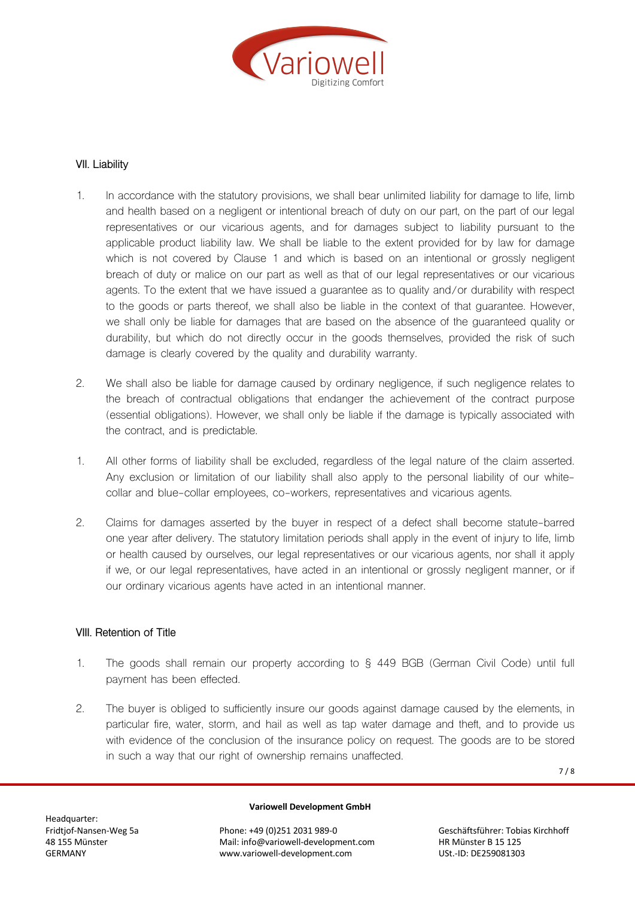## VII. Liability

1. In accordance with the statutory provisions, we shall bear unlimited liability for damage to life, limb and health based on a negligent or intentional breach of duty on our part, on the part of our legal representatives or our vicarious agents, and for damages subject to liability pursuant to the applicable product liability law. We shall be liable to the extent provided for by law for damage which is not covered by Clause 1 and which is based on an intentional or grossly negligent breach of duty or malice on our part as well as that of our legal representatives or our vicarious agents. To the extent that we have issued a guarantee as to quality and/or durability with respect to the goods or parts thereof, we shall also be liable in the context of that guarantee. However, we shall only be liable for damages that are based on the absence of the guaranteed quality or durability, but which do not directly occur in the goods themselves, provided the risk of such damage is clearly covered by the quality and durability warranty.

2. We shall also be liable for damage caused by ordinary negligence, if such negligence relates to the breach of contractual obligations that endanger the achievement of the contract purpose (essential obligations). However, we shall only be liable if the damage is typically associated with the contract, and is predictable.

1. All other forms of liability shall be excluded, regardless of the legal nature of the claim asserted. Any exclusion or limitation of our liability shall also apply to the personal liability of our white-collar and blue-collar employees, co-workers, representatives and vicarious agents.

2. Claims for damages asserted by the buyer in respect of a defect shall become statute-barred one year after delivery. The statutory limitation periods shall apply in the event of injury to life, limb or health caused by ourselves, our legal representatives or our vicarious agents, nor shall it apply if we, or our legal representatives, have acted in an intentional or grossly negligent manner, or if our ordinary vicarious agents have acted in an intentional manner.

## VIII. Retention of Title

1. The goods shall remain our property according to § 449 BGB (German Civil Code) until full payment has been effected.

2. The buyer is obliged to sufficiently insure our goods against damage caused by the elements, in particular fire, water, storm, and hail as well as tap water damage and theft, and to provide us with evidence of the conclusion of the insurance policy on request. The goods are to be stored in such a way that our right of ownership remains unaffected.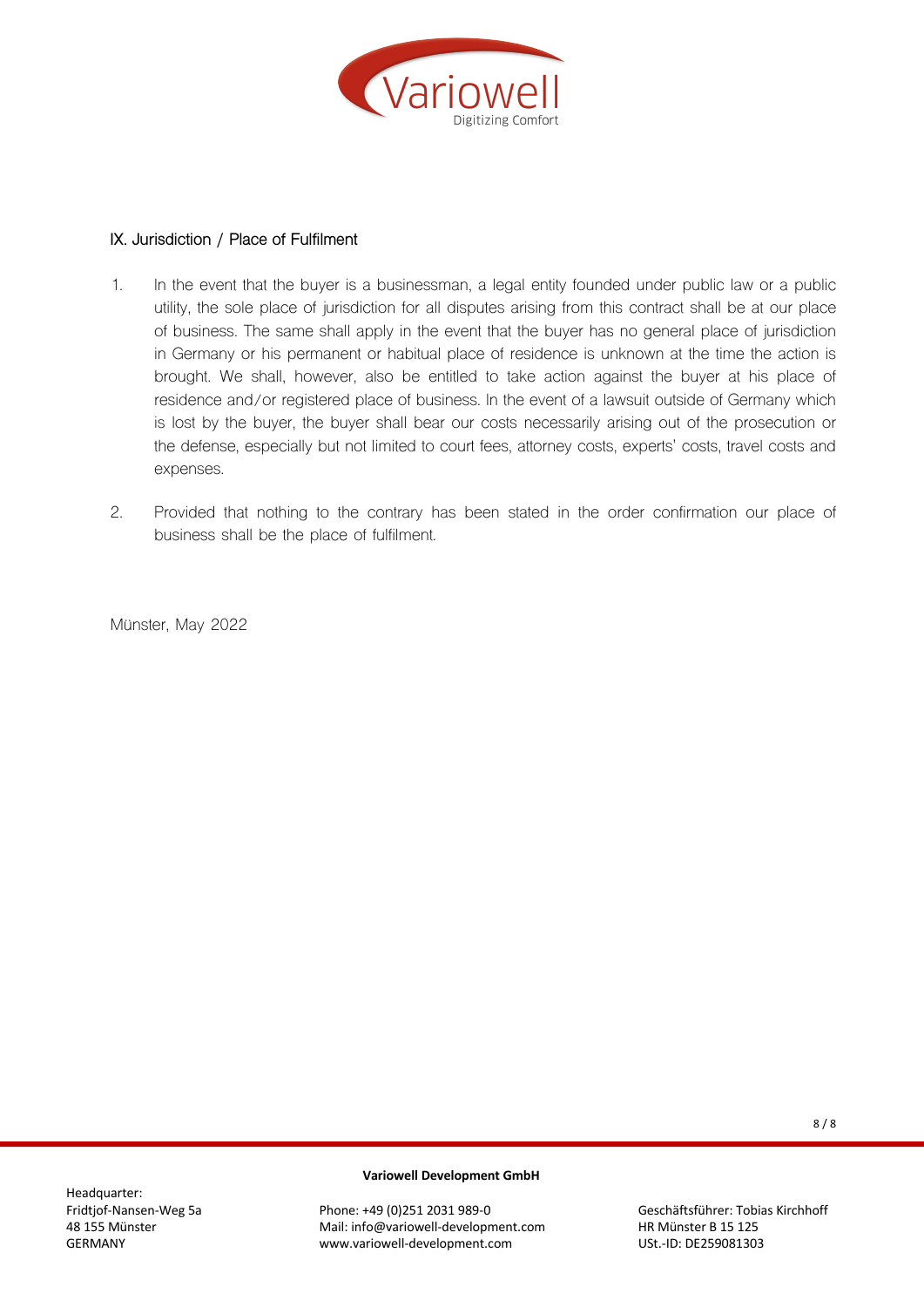## IX. Jurisdiction / Place of Fulfilment

1. In the event that the buyer is a businessman, a legal entity founded under public law or a public utility, the sole place of jurisdiction for all disputes arising from this contract shall be at our place of business. The same shall apply in the event that the buyer has no general place of jurisdiction in Germany or his permanent or habitual place of residence is unknown at the time the action is brought. We shall, however, also be entitled to take action against the buyer at his place of residence and/or registered place of business. In the event of a lawsuit outside of Germany which is lost by the buyer, the buyer shall bear our costs necessarily arising out of the prosecution or the defense, especially but not limited to court fees, attorney costs, experts' costs, travel costs and expenses.

2. Provided that nothing to the contrary has been stated in the order confirmation our place of business shall be the place of fulfilment.

Münster, May 2022